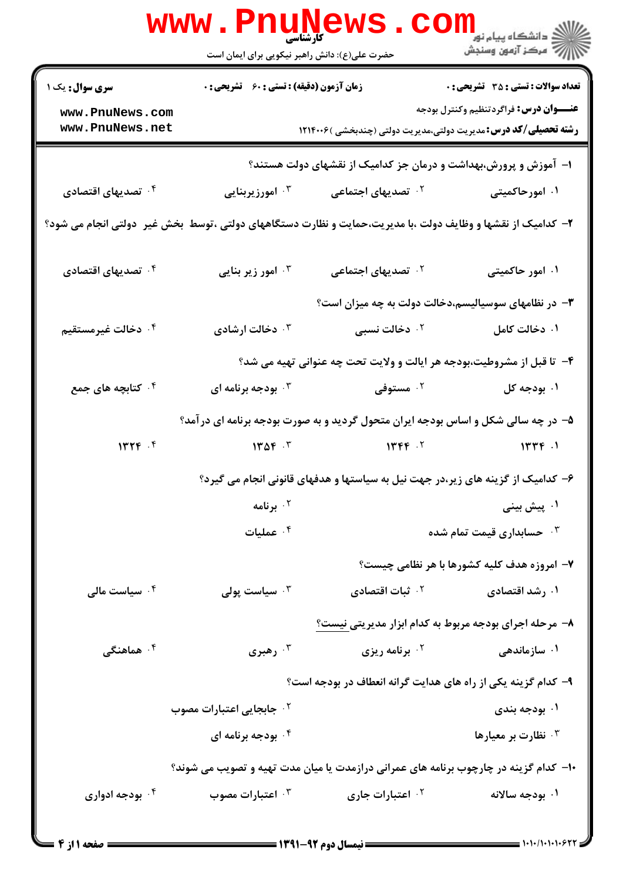کارشناسی

حضرت علی(ع): دانش راهبر نیکویی برای ایمان است

**سری سوال:** یک ۱

**زمان آزمون (دقیقه) : تستی :** ۶۰ **تشریحی :** ۰

**تعداد سوالات : تستی :** ۳۵ **تشریحی :** ۰

**عنـــوان درس:** فراگردتنظیم وکنترل بودجه

**رشته تحصیلی/کد درس:** مدیریت دولتی،مدیریت دولتی (چندبخشی )۱۲۱۴۰۰۶

۱- آموزش و پرورش،بهداشت و درمان جز کدامیک از نقشهای دولت هستند؟

۱. امورحاکمیتی
۲. تصدیهای اجتماعی
۳. امورزیربنایی
۴. تصدیهای اقتصادی

۲- کدامیک از نقشها و وظایف دولت ،با مدیریت،حمایت و نظارت دستگاههای دولتی ،توسط بخش غیر دولتی انجام می شود؟

۱. امور حاکمیتی
۲. تصدیهای اجتماعی
۳. امور زیر بنایی
۴. تصدیهای اقتصادی

۳- در نظامهای سوسیالیسم،دخالت دولت به چه میزان است؟

۱. دخالت کامل
۲. دخالت نسبی
۳. دخالت ارشادی
۴. دخالت غیرمستقیم

۴- تا قبل از مشروطیت،بودجه هر ایالت و ولایت تحت چه عنوانی تهیه می شد؟

۱. بودجه کل
۲. مستوفی
۳. بودجه برنامه ای
۴. کتابچه های جمع

۵- در چه سالی شکل و اساس بودجه ایران متحول گردید و به صورت بودجه برنامه ای درآمد؟

۱. ۱۳۳۴
۲. ۱۳۴۴
۳. ۱۳۵۴
۴. ۱۳۲۴

۶- کدامیک از گزینه های زیر،در جهت نیل به سیاستها و هدفهای قانونی انجام می گیرد؟

۱. پیش بینی
۲. برنامه
۳. حسابداری قیمت تمام شده
۴. عملیات

۷- امروزه هدف کلیه کشورها با هر نظامی چیست؟

۱. رشد اقتصادی
۲. ثبات اقتصادی
۳. سیاست پولی
۴. سیاست مالی

۸- مرحله اجرای بودجه مربوط به کدام ابزار مدیریتی نیست؟

۱. سازماندهی
۲. برنامه ریزی
۳. رهبری
۴. هماهنگی

۹- کدام گزینه یکی از راه های هدایت گرانه انعطاف در بودجه است؟

۱. بودجه بندی
۲. جابجایی اعتبارات مصوب
۳. نظارت بر معیارها
۴. بودجه برنامه ای

۱۰- کدام گزینه در چارچوب برنامه های عمرانی درازمدت یا میان مدت تهیه و تصویب می شوند؟

۱. بودجه سالانه
۲. اعتبارات جاری
۳. اعتبارات مصوب
۴. بودجه ادواری

نیمسال دوم ۹۲-۱۳۹۱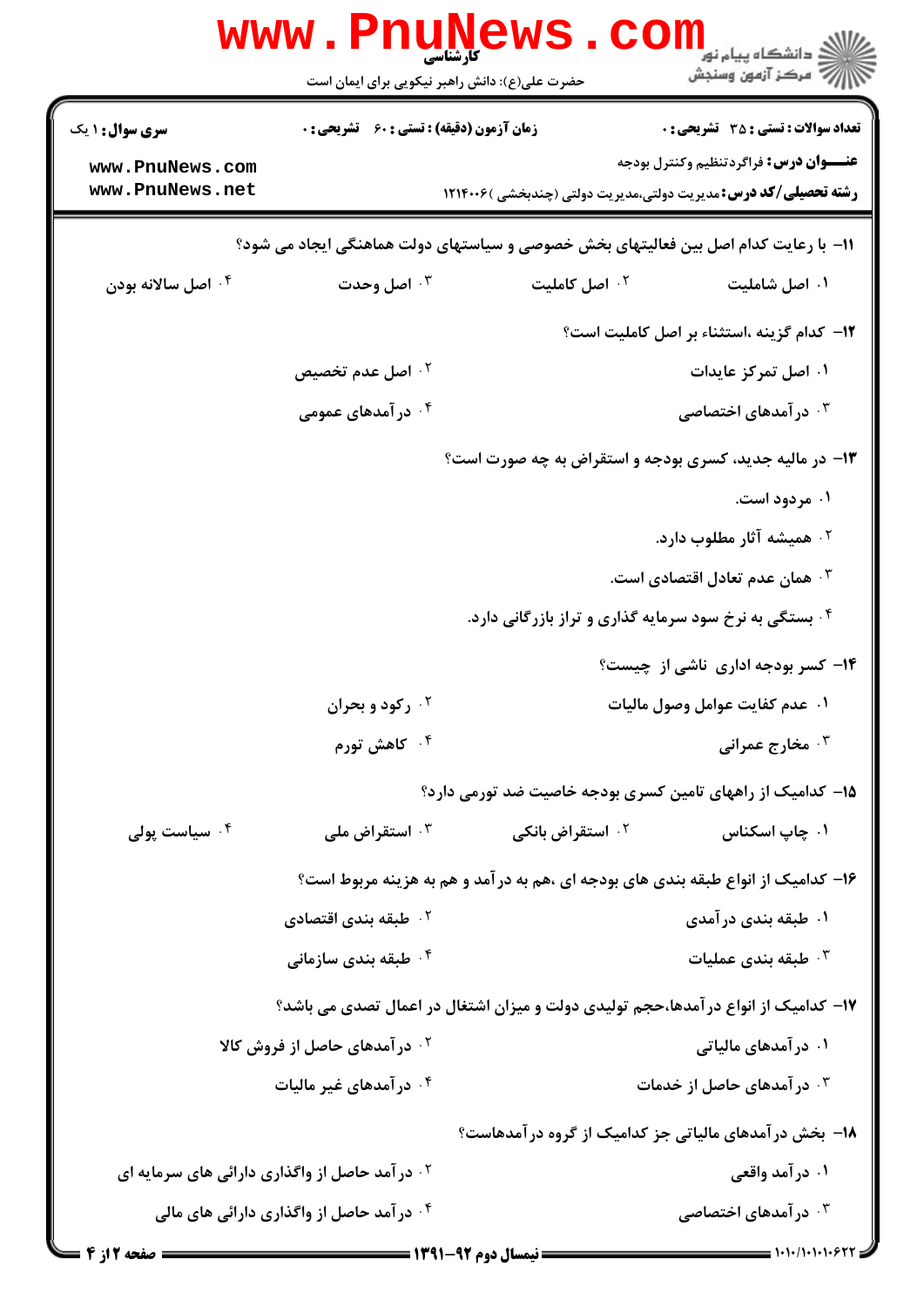۱۱- با رعایت کدام اصل بین فعالیتهای بخش خصوصی و سیاستهای دولت هماهنگی ایجاد می شود؟

۱. اصل شاملیت
۲. اصل کاملیت
۳. اصل وحدت
۴. اصل سالانه بودن

۱۲- کدام گزینه ،استثناء بر اصل کاملیت است؟

۱. اصل تمرکز عایدات
۲. اصل عدم تخصیص
۳. درآمدهای اختصاصی
۴. درآمدهای عمومی

۱۳- در مالیه جدید، کسری بودجه و استقراض به چه صورت است؟

۱. مردود است.
۲. همیشه آثار مطلوب دارد.
۳. همان عدم تعادل اقتصادی است.
۴. بستگی به نرخ سود سرمایه گذاری و تراز بازرگانی دارد.

۱۴- کسر بودجه اداری ناشی از چیست؟

۱. عدم کفایت عوامل وصول مالیات
۲. رکود و بحران
۳. مخارج عمرانی
۴. کاهش تورم

۱۵- کدامیک از راههای تامین کسری بودجه خاصیت ضد تورمی دارد؟

۱. چاپ اسکناس
۲. استقراض بانکی
۳. استقراض ملی
۴. سیاست پولی

۱۶- کدامیک از انواع طبقه بندی های بودجه ای ،هم به درآمد و هم به هزینه مربوط است؟

۱. طبقه بندی درآمدی
۲. طبقه بندی اقتصادی
۳. طبقه بندی عملیات
۴. طبقه بندی سازمانی

۱۷- کدامیک از انواع درآمدها،حجم تولیدی دولت و میزان اشتغال در اعمال تصدی می باشد؟

۱. درآمدهای مالیاتی
۲. درآمدهای حاصل از فروش کالا
۳. درآمدهای حاصل از خدمات
۴. درآمدهای غیر مالیات

۱۸- بخش درآمدهای مالیاتی جز کدامیک از گروه درآمدهاست؟

۱. درآمد واقعی
۲. درآمد حاصل از واگذاری دارائی های سرمایه ای
۳. درآمدهای اختصاصی
۴. درآمد حاصل از واگذاری دارائی های مالی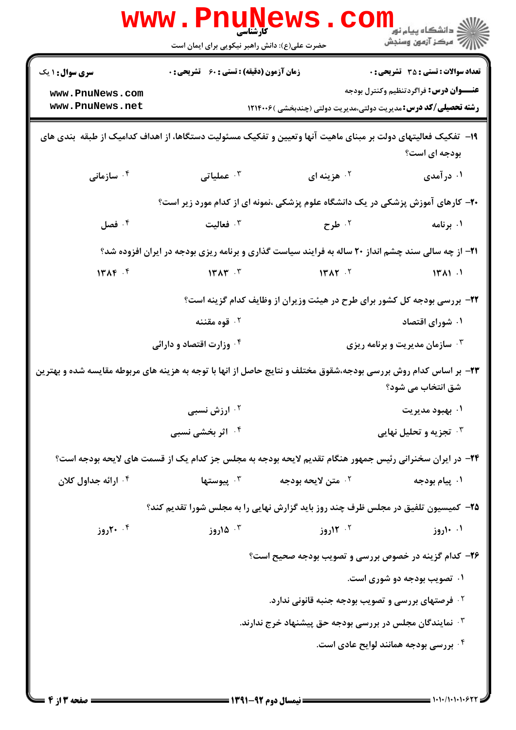**سری سوال:** ۱ یک | **زمان آزمون (دقیقه) : تستی :** ۶۰ **تشریحی :** ۰ | **تعداد سوالات : تستی :** ۳۵ **تشریحی :** ۰

**عنـــوان درس:** فراگردتنظیم وکنترل بودجه

**رشته تحصیلی/کد درس:** مدیریت دولتی،مدیریت دولتی (چندبخشی )۱۲۱۴۰۰۶

۱۹- تفکیک فعالیتهای دولت بر مبنای ماهیت آنها وتعیین و تفکیک مسئولیت دستگاها، از اهداف کدامیک از طبقه بندی های بودجه ای است؟

۱. درآمدی
۲. هزینه ای
۳. عملیاتی
۴. سازمانی

۲۰- کارهای آموزش پزشکی در یک دانشگاه علوم پزشکی ،نمونه ای از کدام مورد زیر است؟

۱. برنامه
۲. طرح
۳. فعالیت
۴. فصل

۲۱- از چه سالی سند چشم انداز ۲۰ ساله به فرایند سیاست گذاری و برنامه ریزی بودجه در ایران افزوده شد؟

۱. ۱۳۸۱
۲. ۱۳۸۲
۳. ۱۳۸۳
۴. ۱۳۸۴

۲۲- بررسی بودجه کل کشور برای طرح در هیئت وزیران از وظایف کدام گزینه است؟

۱. شورای اقتصاد
۲. قوه مقننه
۳. سازمان مدیریت و برنامه ریزی
۴. وزارت اقتصاد و دارائی

۲۳- بر اساس کدام روش بررسی بودجه،شقوق مختلف و نتایج حاصل از انها با توجه به هزینه های مربوطه مقایسه شده و بهترین شق انتخاب می شود؟

۱. بهبود مدیریت
۲. ارزش نسبی
۳. تجزیه و تحلیل نهایی
۴. اثر بخشی نسبی

۲۴- در ایران سخنرانی رئیس جمهور هنگام تقدیم لایحه بودجه به مجلس جز کدام یک از قسمت های لایحه بودجه است؟

۱. پیام بودجه
۲. متن لایحه بودجه
۳. پیوستها
۴. ارائه جداول کلان

۲۵- کمیسیون تلفیق در مجلس ظرف چند روز باید گزارش نهایی را به مجلس شورا تقدیم کند؟

۱. ۱۰روز
۲. ۱۲روز
۳. ۱۵روز
۴. ۲۰روز

۲۶- کدام گزینه در خصوص بررسی و تصویب بودجه صحیح است؟

۱. تصویب بودجه دو شوری است.
۲. فرصتهای بررسی و تصویب بودجه جنبه قانونی ندارد.
۳. نمایندگان مجلس در بررسی بودجه حق پیشنهاد خرج ندارند.
۴. بررسی بودجه همانند لوایح عادی است.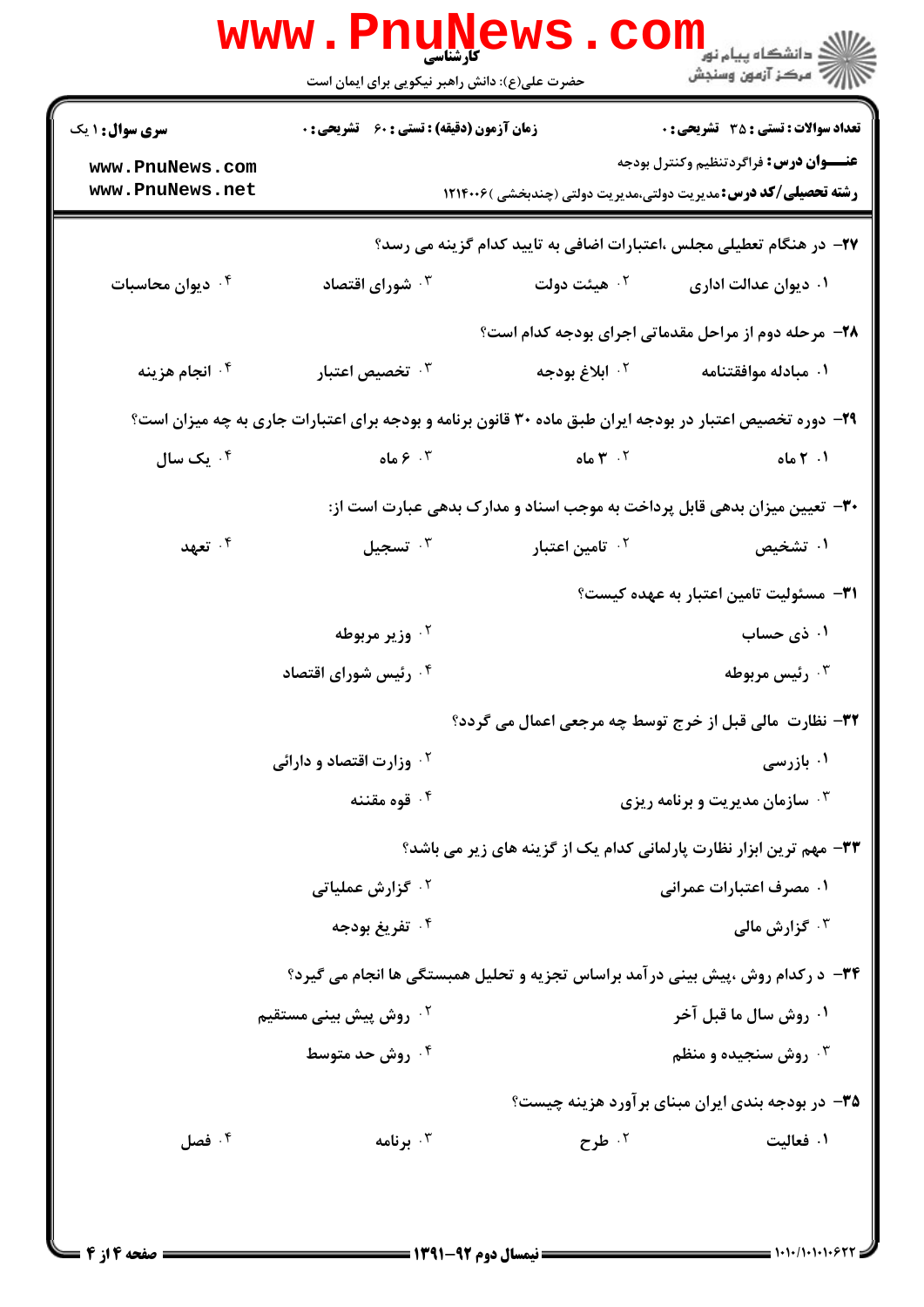کارشناسی

حضرت علی(ع): دانش راهبر نیکویی برای ایمان است

**سری سوال:** ۱ یک

**زمان آزمون (دقیقه) : تستی :** ۶۰ **تشریحی :** ۰

**تعداد سوالات : تستی :** ۳۵ **تشریحی :** ۰

**عنـــوان درس:** فراگردتنظیم وکنترل بودجه

**رشته تحصیلی/کد درس:** مدیریت دولتی،مدیریت دولتی (چندبخشی )۱۲۱۴۰۰۶

۲۷- در هنگام تعطیلی مجلس ،اعتبارات اضافی به تایید کدام گزینه می رسد؟

۱. دیوان عدالت اداری
۲. هیئت دولت
۳. شورای اقتصاد
۴. دیوان محاسبات

۲۸- مرحله دوم از مراحل مقدماتی اجرای بودجه کدام است؟

۱. مبادله موافقتنامه
۲. ابلاغ بودجه
۳. تخصیص اعتبار
۴. انجام هزینه

۲۹- دوره تخصیص اعتبار در بودجه ایران طبق ماده ۳۰ قانون برنامه و بودجه برای اعتبارات جاری به چه میزان است؟

۱. ۲ ماه
۲. ۳ ماه
۳. ۶ ماه
۴. یک سال

۳۰- تعیین میزان بدهی قابل پرداخت به موجب اسناد و مدارک بدهی عبارت است از:

۱. تشخیص
۲. تامین اعتبار
۳. تسجیل
۴. تعهد

۳۱- مسئولیت تامین اعتبار به عهده کیست؟

۱. ذی حساب
۲. وزیر مربوطه
۳. رئیس مربوطه
۴. رئیس شورای اقتصاد

۳۲- نظارت مالی قبل از خرج توسط چه مرجعی اعمال می گردد؟

۱. بازرسی
۲. وزارت اقتصاد و دارائی
۳. سازمان مدیریت و برنامه ریزی
۴. قوه مقننه

۳۳- مهم ترین ابزار نظارت پارلمانی کدام یک از گزینه های زیر می باشد؟

۱. مصرف اعتبارات عمرانی
۲. گزارش عملیاتی
۳. گزارش مالی
۴. تفریغ بودجه

۳۴- د رکدام روش ،پیش بینی درآمد براساس تجزیه و تحلیل همبستگی ها انجام می گیرد؟

۱. روش سال ما قبل آخر
۲. روش پیش بینی مستقیم
۳. روش سنجیده و منظم
۴. روش حد متوسط

۳۵- در بودجه بندی ایران مبنای برآورد هزینه چیست؟

۱. فعالیت
۲. طرح
۳. برنامه
۴. فصل